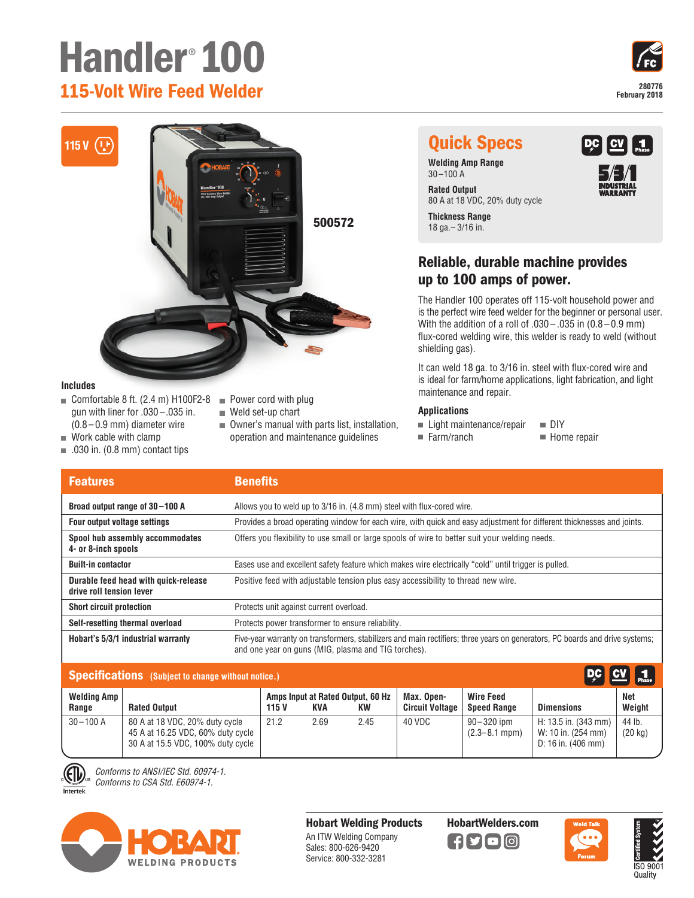# Handler® 100

## 115-Volt Wire Feed Welder

280776
February 2018

115 V

500572

## Quick Specs

**Welding Amp Range**
30–100 A

**Rated Output**
80 A at 18 VDC, 20% duty cycle

**Thickness Range**
18 ga.– 3/16 in.

DC CV 1 Phase

5/3/1 INDUSTRIAL WARRANTY

## Reliable, durable machine provides up to 100 amps of power.

The Handler 100 operates off 115-volt household power and is the perfect wire feed welder for the beginner or personal user. With the addition of a roll of .030 –.035 in (0.8 – 0.9 mm) flux-cored welding wire, this welder is ready to weld (without shielding gas).

It can weld 18 ga. to 3/16 in. steel with flux-cored wire and is ideal for farm/home applications, light fabrication, and light maintenance and repair.

### Applications

- Light maintenance/repair
- Farm/ranch
- DIY
- Home repair

### Includes

- Comfortable 8 ft. (2.4 m) H100F2-8 gun with liner for .030 –.035 in. (0.8 – 0.9 mm) diameter wire
- Work cable with clamp
- .030 in. (0.8 mm) contact tips
- Power cord with plug
- Weld set-up chart
- Owner's manual with parts list, installation, operation and maintenance guidelines

| Features | Benefits |
| --- | --- |
| **Broad output range of 30 –100 A** | Allows you to weld up to 3/16 in. (4.8 mm) steel with flux-cored wire. |
| **Four output voltage settings** | Provides a broad operating window for each wire, with quick and easy adjustment for different thicknesses and joints. |
| **Spool hub assembly accommodates 4- or 8-inch spools** | Offers you flexibility to use small or large spools of wire to better suit your welding needs. |
| **Built-in contactor** | Eases use and excellent safety feature which makes wire electrically "cold" until trigger is pulled. |
| **Durable feed head with quick-release drive roll tension lever** | Positive feed with adjustable tension plus easy accessibility to thread new wire. |
| **Short circuit protection** | Protects unit against current overload. |
| **Self-resetting thermal overload** | Protects power transformer to ensure reliability. |
| **Hobart's 5/3/1 industrial warranty** | Five-year warranty on transformers, stabilizers and main rectifiers; three years on generators, PC boards and drive systems; and one year on guns (MIG, plasma and TIG torches). |

## Specifications (Subject to change without notice.)

DC CV 1 Phase

| Welding Amp Range | Rated Output | Amps Input at Rated Output, 60 Hz 115 V | KVA | KW | Max. Open-Circuit Voltage | Wire Feed Speed Range | Dimensions | Net Weight |
| --- | --- | --- | --- | --- | --- | --- | --- | --- |
| 30 –100 A | 80 A at 18 VDC, 20% duty cycle<br>45 A at 16.25 VDC, 60% duty cycle<br>30 A at 15.5 VDC, 100% duty cycle | 21.2 | 2.69 | 2.45 | 40 VDC | 90 – 320 ipm<br>(2.3 – 8.1 mpm) | H: 13.5 in. (343 mm)<br>W: 10 in. (254 mm)<br>D: 16 in. (406 mm) | 44 lb.<br>(20 kg) |

*Conforms to ANSI/IEC Std. 60974-1.*
*Conforms to CSA Std. E60974-1.*

Intertek

HOBART WELDING PRODUCTS

**Hobart Welding Products**
An ITW Welding Company
Sales: 800-626-9420
Service: 800-332-3281

**HobartWelders.com**

Weld Talk Forum

Certified System ISO 9001 Quality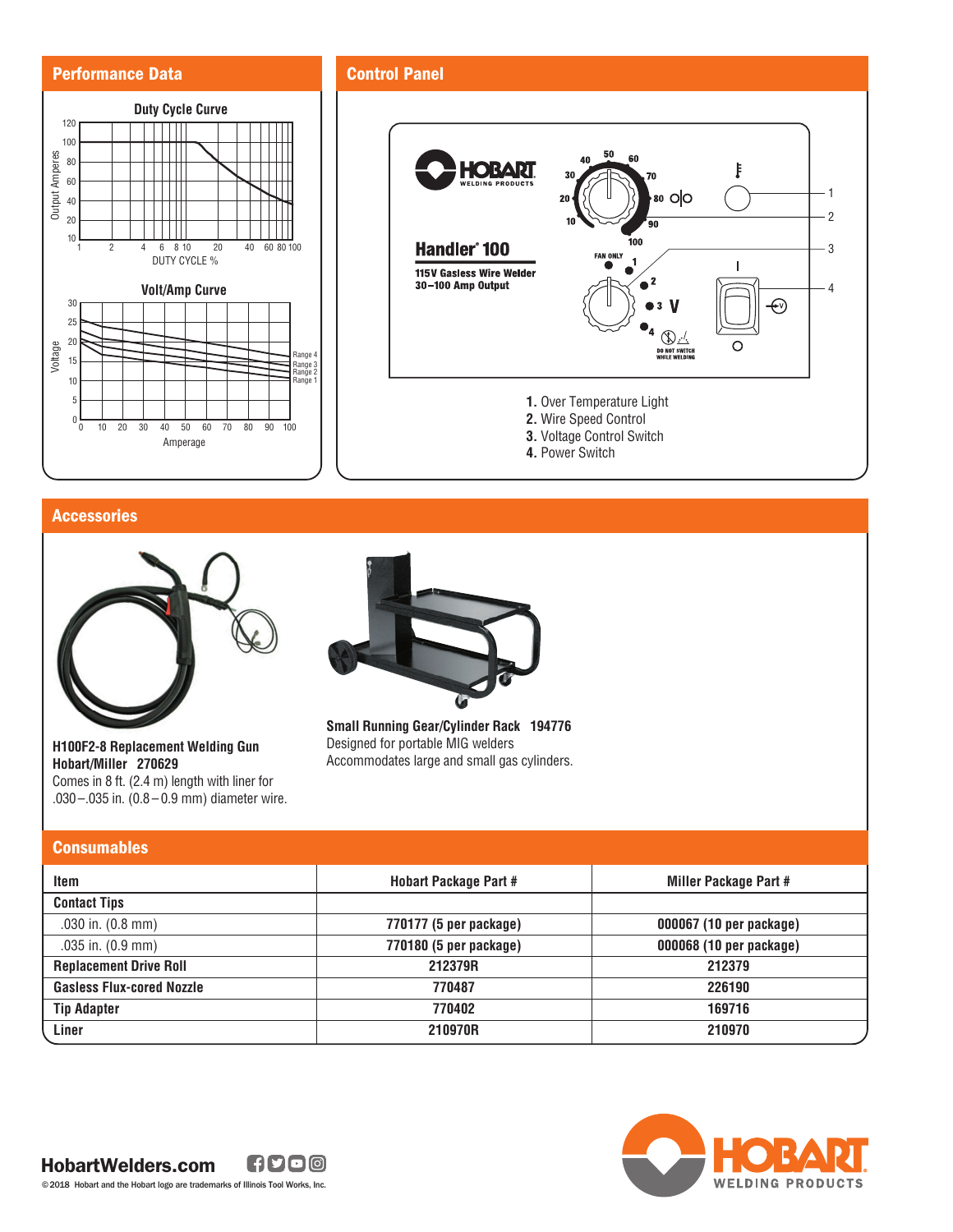## Performance Data

Duty Cycle Curve

Output Amperes

120
100
80
60
40
20
10

1 2 4 6 8 10 20 40 60 80 100

DUTY CYCLE %

Volt/Amp Curve

Voltage

30
25
20
15
10
5
0

0 10 20 30 40 50 60 70 80 90 100

Amperage

Range 4
Range 3
Range 2
Range 1

## Control Panel

HOBART WELDING PRODUCTS

Handler® 100

115V Gasless Wire Welder
30–100 Amp Output

10 20 30 40 50 60 70 80 90 100

FAN ONLY 1 2 3 4 V

DO NOT SWITCH WHILE WELDING

1. Over Temperature Light
2. Wire Speed Control
3. Voltage Control Switch
4. Power Switch

## Accessories

**H100F2-8 Replacement Welding Gun**
**Hobart/Miller 270629**
Comes in 8 ft. (2.4 m) length with liner for .030–.035 in. (0.8–0.9 mm) diameter wire.

**Small Running Gear/Cylinder Rack 194776**
Designed for portable MIG welders
Accommodates large and small gas cylinders.

## Consumables

| Item | Hobart Package Part # | Miller Package Part # |
|---|---|---|
| **Contact Tips** | | |
| .030 in. (0.8 mm) | 770177 (5 per package) | 000067 (10 per package) |
| .035 in. (0.9 mm) | 770180 (5 per package) | 000068 (10 per package) |
| **Replacement Drive Roll** | 212379R | 212379 |
| **Gasless Flux-cored Nozzle** | 770487 | 226190 |
| **Tip Adapter** | 770402 | 169716 |
| **Liner** | 210970R | 210970 |

**HobartWelders.com**

©2018 Hobart and the Hobart logo are trademarks of Illinois Tool Works, Inc.

HOBART WELDING PRODUCTS